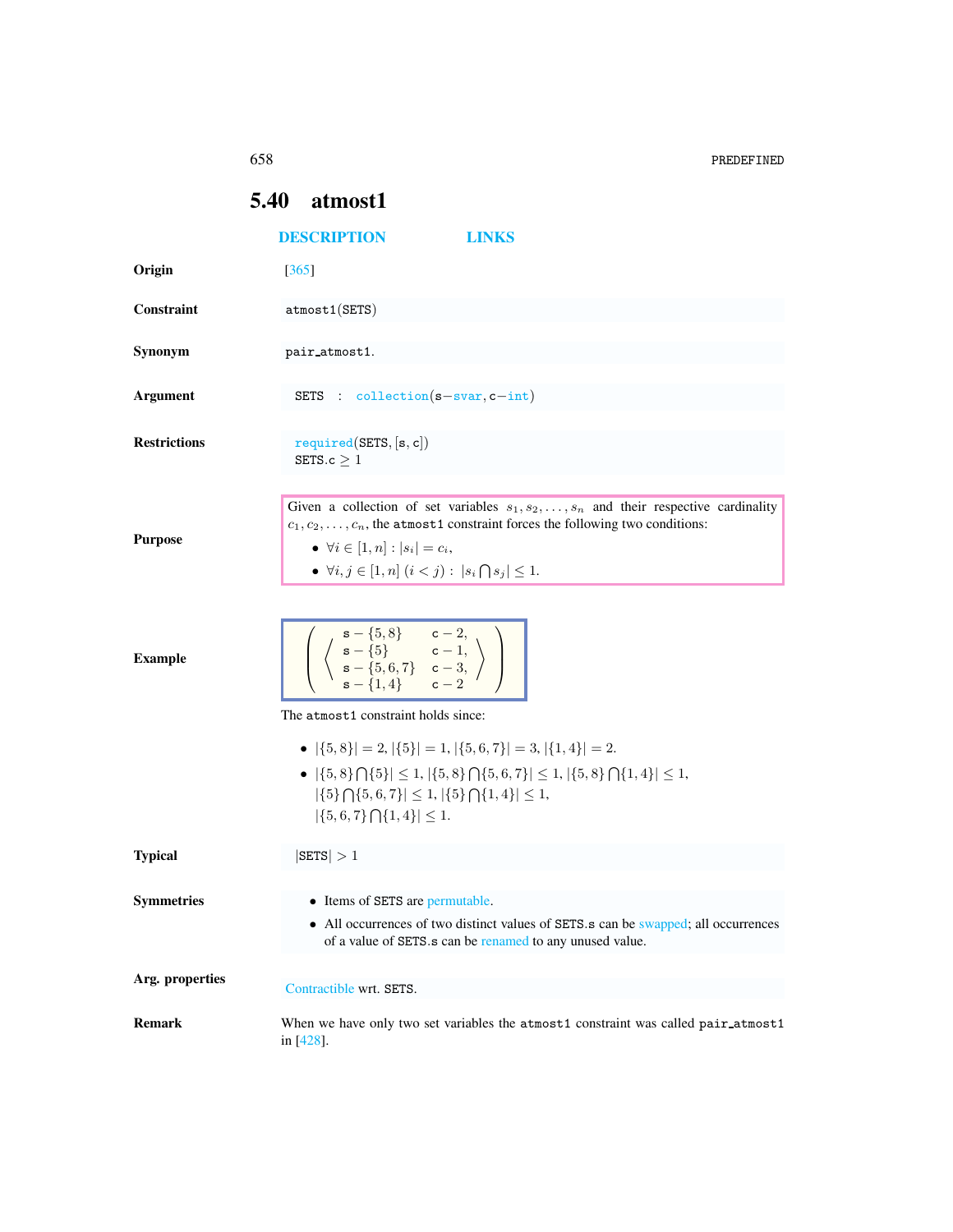## 5.40 atmost1

DESCRIPTION LINKS

**Origin** [365]

**Constraint** atmost1(SETS)

**Synonym** pair_atmost1.

**Argument** SETS : collection(s−svar, c−int)

**Restrictions**

required(SETS, [s, c])
SETS.c ≥ 1

**Purpose**

Given a collection of set variables $s_1, s_2, \ldots, s_n$ and their respective cardinality $c_1, c_2, \ldots, c_n$, the atmost1 constraint forces the following two conditions:

- $\forall i \in [1, n] : |s_i| = c_i$,
- $\forall i, j \in [1, n]\ (i < j) : |s_i \bigcap s_j| \leq 1$.

**Example**

$$\left(\left\langle \begin{array}{ll} \mathtt{s}-\{5,8\} & \mathtt{c}-2, \\ \mathtt{s}-\{5\} & \mathtt{c}-1, \\ \mathtt{s}-\{5,6,7\} & \mathtt{c}-3, \\ \mathtt{s}-\{1,4\} & \mathtt{c}-2 \end{array} \right\rangle\right)$$

The atmost1 constraint holds since:

- $|\{5,8\}| = 2$, $|\{5\}| = 1$, $|\{5,6,7\}| = 3$, $|\{1,4\}| = 2$.
- $|\{5,8\} \bigcap \{5\}| \leq 1$, $|\{5,8\} \bigcap \{5,6,7\}| \leq 1$, $|\{5,8\} \bigcap \{1,4\}| \leq 1$, $|\{5\} \bigcap \{5,6,7\}| \leq 1$, $|\{5\} \bigcap \{1,4\}| \leq 1$, $|\{5,6,7\} \bigcap \{1,4\}| \leq 1$.

**Typical** |SETS| > 1

**Symmetries**

- Items of SETS are permutable.
- All occurrences of two distinct values of SETS.s can be swapped; all occurrences of a value of SETS.s can be renamed to any unused value.

**Arg. properties** Contractible wrt. SETS.

**Remark** When we have only two set variables the atmost1 constraint was called pair_atmost1 in [428].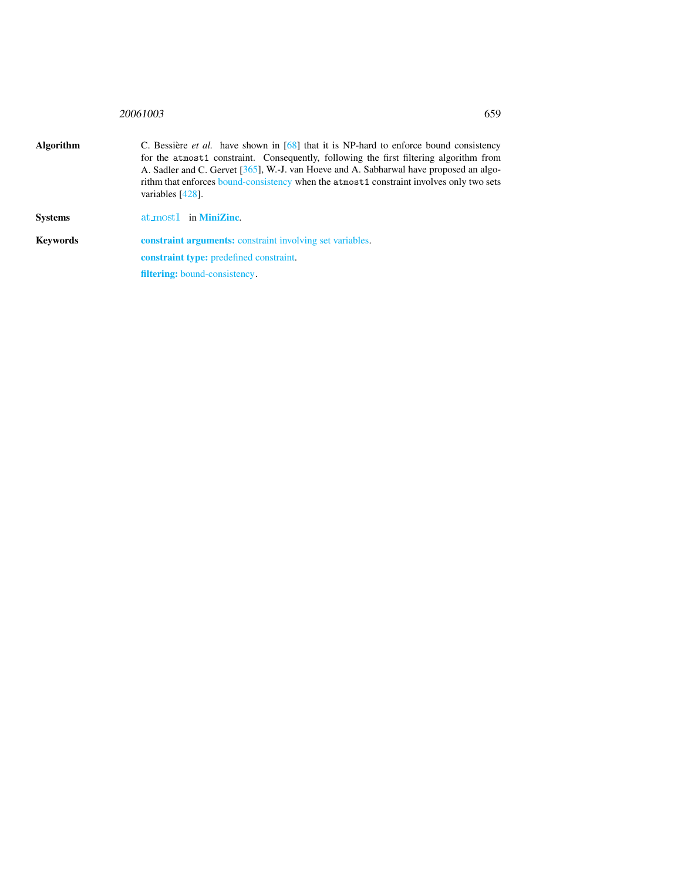**Algorithm** C. Bessière *et al.* have shown in [68] that it is NP-hard to enforce bound consistency for the `atmost1` constraint. Consequently, following the first filtering algorithm from A. Sadler and C. Gervet [365], W.-J. van Hoeve and A. Sabharwal have proposed an algorithm that enforces bound-consistency when the `atmost1` constraint involves only two sets variables [428].

**Systems** at_most1 in **MiniZinc**.

**Keywords** **constraint arguments:** constraint involving set variables.

**constraint type:** predefined constraint.

**filtering:** bound-consistency.